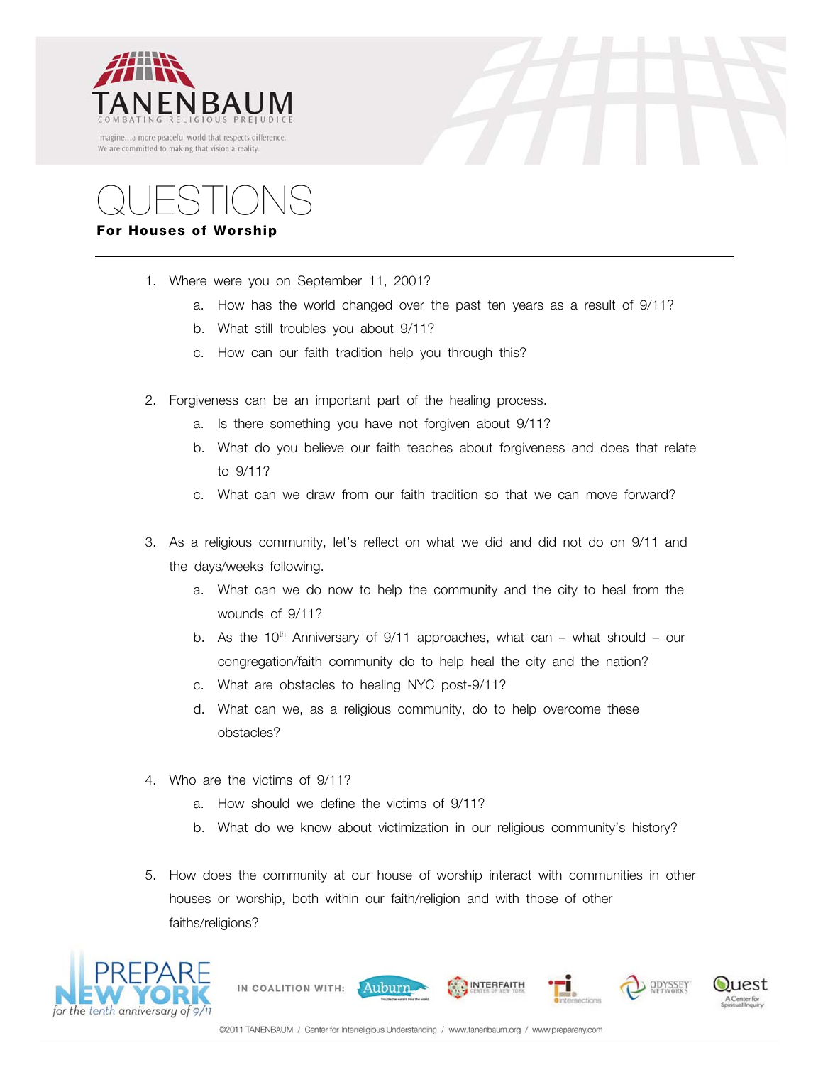TANENBAUM

COMBATING RELIGIOUS PREJUDICE

Imagine...a more peaceful world that respects difference.
We are committed to making that vision a reality.

# QUESTIONS

**For Houses of Worship**

---

1. Where were you on September 11, 2001?
   a. How has the world changed over the past ten years as a result of 9/11?
   b. What still troubles you about 9/11?
   c. How can our faith tradition help you through this?

2. Forgiveness can be an important part of the healing process.
   a. Is there something you have not forgiven about 9/11?
   b. What do you believe our faith teaches about forgiveness and does that relate to 9/11?
   c. What can we draw from our faith tradition so that we can move forward?

3. As a religious community, let's reflect on what we did and did not do on 9/11 and the days/weeks following.
   a. What can we do now to help the community and the city to heal from the wounds of 9/11?
   b. As the 10th Anniversary of 9/11 approaches, what can – what should – our congregation/faith community do to help heal the city and the nation?
   c. What are obstacles to healing NYC post-9/11?
   d. What can we, as a religious community, do to help overcome these obstacles?

4. Who are the victims of 9/11?
   a. How should we define the victims of 9/11?
   b. What do we know about victimization in our religious community's history?

5. How does the community at our house of worship interact with communities in other houses or worship, both within our faith/religion and with those of other faiths/religions?

PREPARE NEW YORK for the tenth anniversary of 9/11

IN COALITION WITH: Auburn, Interfaith Center of New York, Intersections, Odyssey Networks, Quest: A Center for Spiritual Inquiry

©2011 TANENBAUM / Center for Interreligious Understanding / www.tanenbaum.org / www.prepareny.com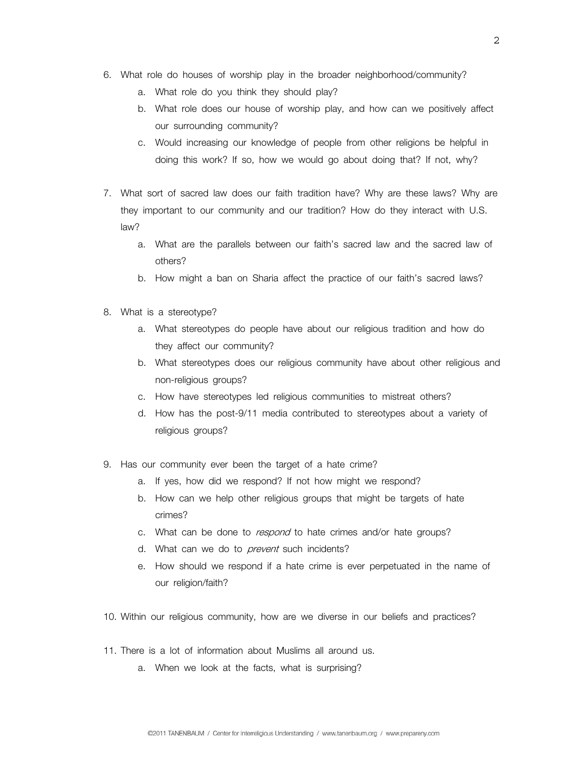6. What role do houses of worship play in the broader neighborhood/community?
    a. What role do you think they should play?
    b. What role does our house of worship play, and how can we positively affect our surrounding community?
    c. Would increasing our knowledge of people from other religions be helpful in doing this work? If so, how we would go about doing that? If not, why?

7. What sort of sacred law does our faith tradition have? Why are these laws? Why are they important to our community and our tradition? How do they interact with U.S. law?
    a. What are the parallels between our faith's sacred law and the sacred law of others?
    b. How might a ban on Sharia affect the practice of our faith's sacred laws?

8. What is a stereotype?
    a. What stereotypes do people have about our religious tradition and how do they affect our community?
    b. What stereotypes does our religious community have about other religious and non-religious groups?
    c. How have stereotypes led religious communities to mistreat others?
    d. How has the post-9/11 media contributed to stereotypes about a variety of religious groups?

9. Has our community ever been the target of a hate crime?
    a. If yes, how did we respond? If not how might we respond?
    b. How can we help other religious groups that might be targets of hate crimes?
    c. What can be done to *respond* to hate crimes and/or hate groups?
    d. What can we do to *prevent* such incidents?
    e. How should we respond if a hate crime is ever perpetuated in the name of our religion/faith?

10. Within our religious community, how are we diverse in our beliefs and practices?

11. There is a lot of information about Muslims all around us.
    a. When we look at the facts, what is surprising?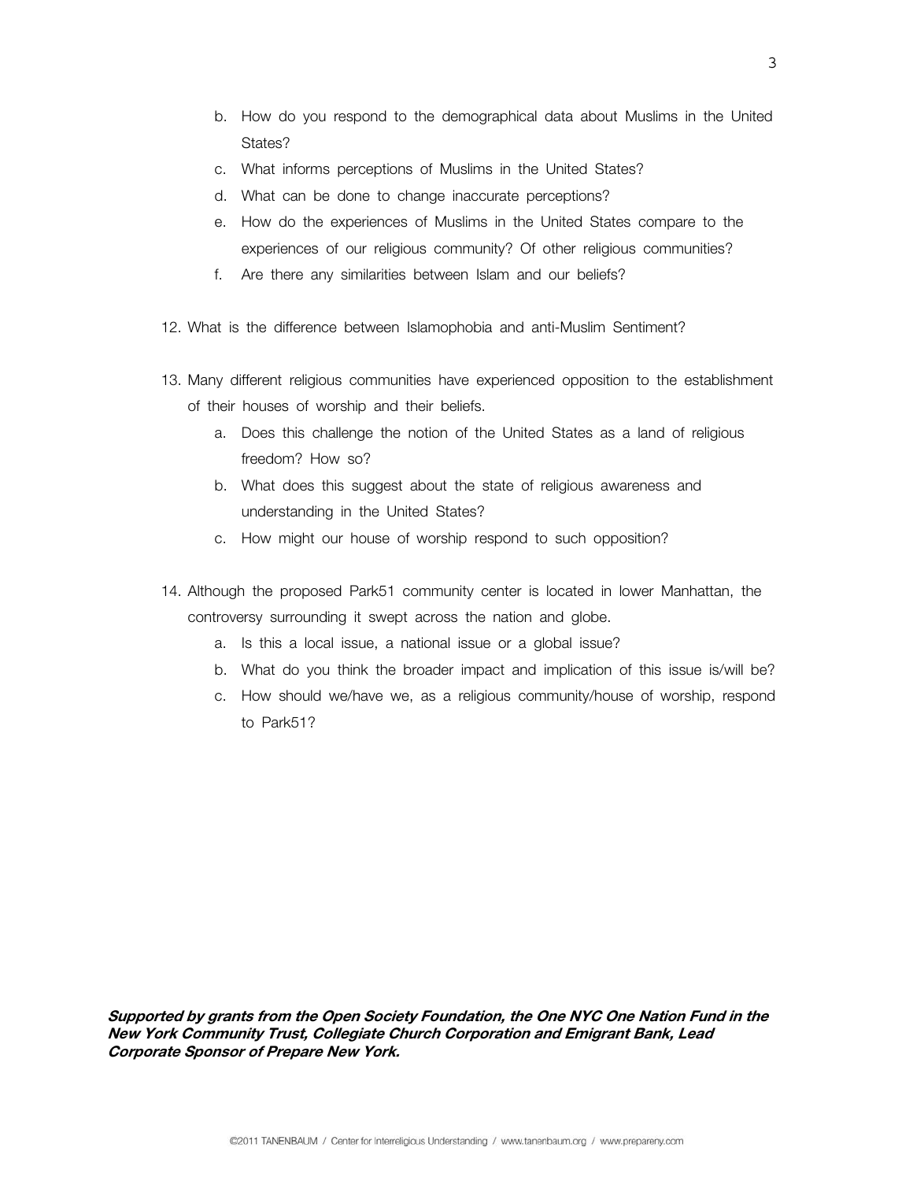b. How do you respond to the demographical data about Muslims in the United States?
   c. What informs perceptions of Muslims in the United States?
   d. What can be done to change inaccurate perceptions?
   e. How do the experiences of Muslims in the United States compare to the experiences of our religious community? Of other religious communities?
   f. Are there any similarities between Islam and our beliefs?

12. What is the difference between Islamophobia and anti-Muslim Sentiment?

13. Many different religious communities have experienced opposition to the establishment of their houses of worship and their beliefs.
    a. Does this challenge the notion of the United States as a land of religious freedom? How so?
    b. What does this suggest about the state of religious awareness and understanding in the United States?
    c. How might our house of worship respond to such opposition?

14. Although the proposed Park51 community center is located in lower Manhattan, the controversy surrounding it swept across the nation and globe.
    a. Is this a local issue, a national issue or a global issue?
    b. What do you think the broader impact and implication of this issue is/will be?
    c. How should we/have we, as a religious community/house of worship, respond to Park51?

***Supported by grants from the Open Society Foundation, the One NYC One Nation Fund in the New York Community Trust, Collegiate Church Corporation and Emigrant Bank, Lead Corporate Sponsor of Prepare New York.***

©2011 TANENBAUM / Center for Interreligious Understanding / www.tanenbaum.org / www.prepareny.com